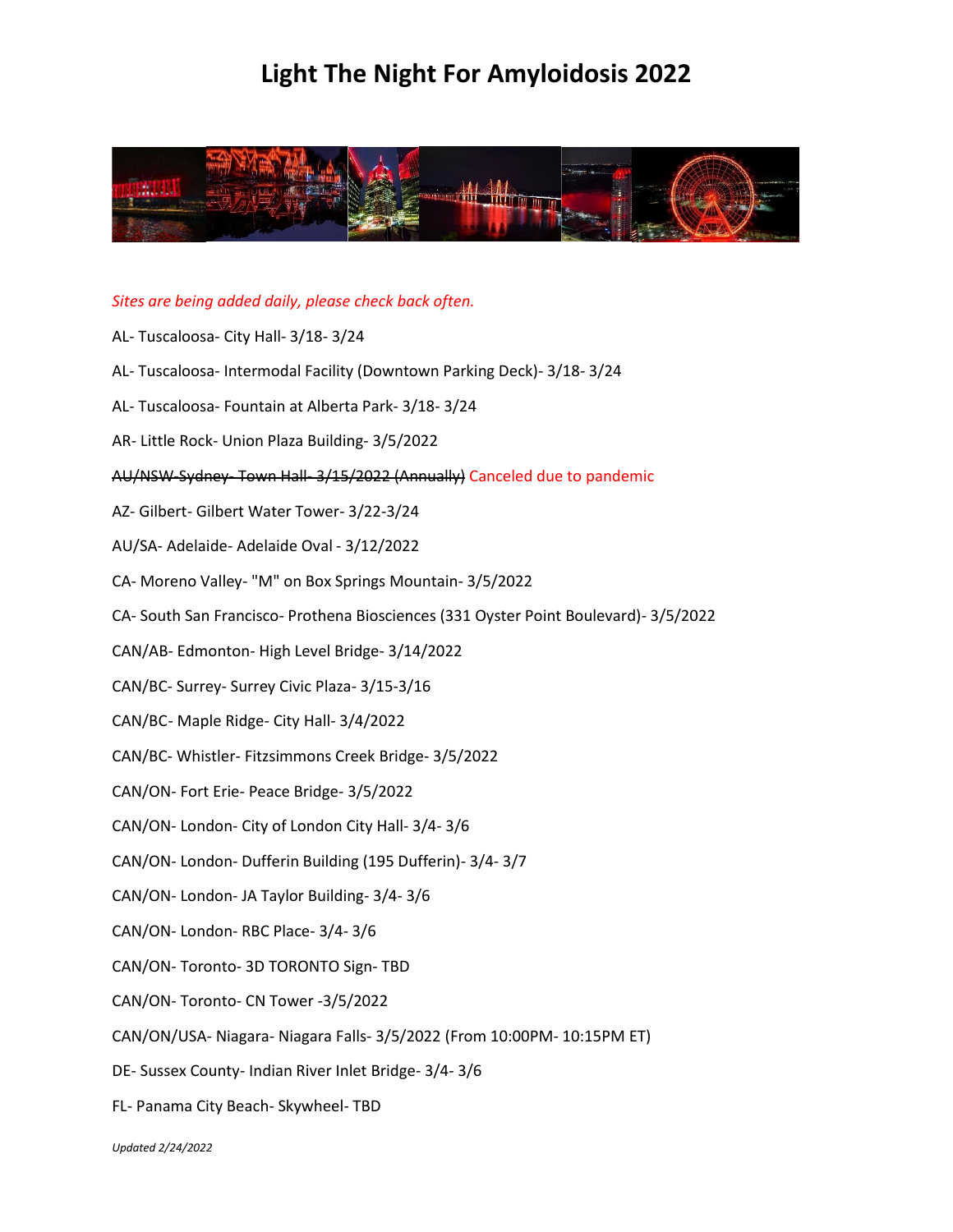# Light The Night For Amyloidosis 2022

*Sites are being added daily, please check back often.*

AL- Tuscaloosa- City Hall- 3/18- 3/24

AL- Tuscaloosa- Intermodal Facility (Downtown Parking Deck)- 3/18- 3/24

AL- Tuscaloosa- Fountain at Alberta Park- 3/18- 3/24

AR- Little Rock- Union Plaza Building- 3/5/2022

~~AU/NSW-Sydney- Town Hall- 3/15/2022 (Annually)~~ Canceled due to pandemic

AZ- Gilbert- Gilbert Water Tower- 3/22-3/24

AU/SA- Adelaide- Adelaide Oval - 3/12/2022

CA- Moreno Valley- "M" on Box Springs Mountain- 3/5/2022

CA- South San Francisco- Prothena Biosciences (331 Oyster Point Boulevard)- 3/5/2022

CAN/AB- Edmonton- High Level Bridge- 3/14/2022

CAN/BC- Surrey- Surrey Civic Plaza- 3/15-3/16

CAN/BC- Maple Ridge- City Hall- 3/4/2022

CAN/BC- Whistler- Fitzsimmons Creek Bridge- 3/5/2022

CAN/ON- Fort Erie- Peace Bridge- 3/5/2022

CAN/ON- London- City of London City Hall- 3/4- 3/6

CAN/ON- London- Dufferin Building (195 Dufferin)- 3/4- 3/7

CAN/ON- London- JA Taylor Building- 3/4- 3/6

CAN/ON- London- RBC Place- 3/4- 3/6

CAN/ON- Toronto- 3D TORONTO Sign- TBD

CAN/ON- Toronto- CN Tower -3/5/2022

CAN/ON/USA- Niagara- Niagara Falls- 3/5/2022 (From 10:00PM- 10:15PM ET)

DE- Sussex County- Indian River Inlet Bridge- 3/4- 3/6

FL- Panama City Beach- Skywheel- TBD

*Updated 2/24/2022*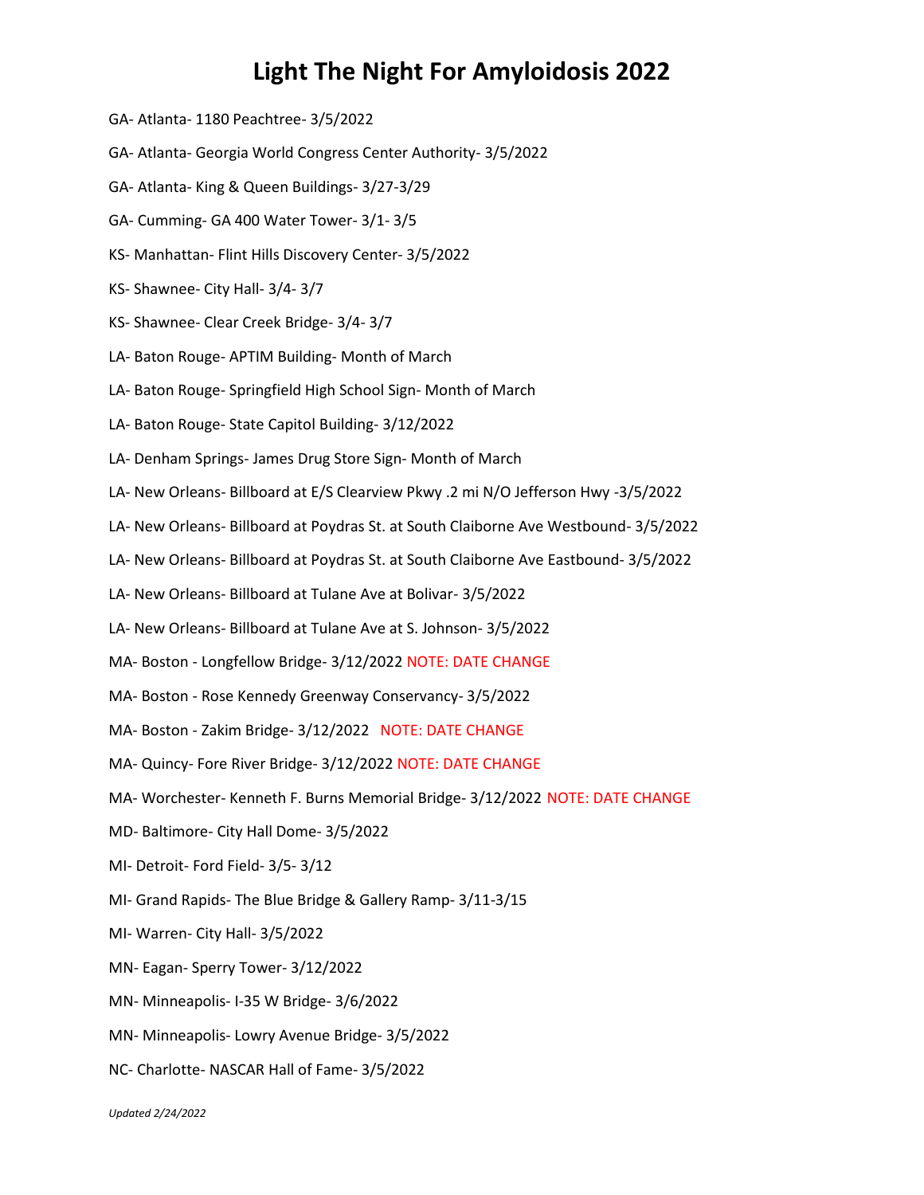# Light The Night For Amyloidosis 2022

GA- Atlanta- 1180 Peachtree- 3/5/2022

GA- Atlanta- Georgia World Congress Center Authority- 3/5/2022

GA- Atlanta- King & Queen Buildings- 3/27-3/29

GA- Cumming- GA 400 Water Tower- 3/1- 3/5

KS- Manhattan- Flint Hills Discovery Center- 3/5/2022

KS- Shawnee- City Hall- 3/4- 3/7

KS- Shawnee- Clear Creek Bridge- 3/4- 3/7

LA- Baton Rouge- APTIM Building- Month of March

LA- Baton Rouge- Springfield High School Sign- Month of March

LA- Baton Rouge- State Capitol Building- 3/12/2022

LA- Denham Springs- James Drug Store Sign- Month of March

LA- New Orleans- Billboard at E/S Clearview Pkwy .2 mi N/O Jefferson Hwy -3/5/2022

LA- New Orleans- Billboard at Poydras St. at South Claiborne Ave Westbound- 3/5/2022

LA- New Orleans- Billboard at Poydras St. at South Claiborne Ave Eastbound- 3/5/2022

LA- New Orleans- Billboard at Tulane Ave at Bolivar- 3/5/2022

LA- New Orleans- Billboard at Tulane Ave at S. Johnson- 3/5/2022

MA- Boston - Longfellow Bridge- 3/12/2022 NOTE: DATE CHANGE

MA- Boston - Rose Kennedy Greenway Conservancy- 3/5/2022

MA- Boston - Zakim Bridge- 3/12/2022 NOTE: DATE CHANGE

MA- Quincy- Fore River Bridge- 3/12/2022 NOTE: DATE CHANGE

MA- Worchester- Kenneth F. Burns Memorial Bridge- 3/12/2022 NOTE: DATE CHANGE

MD- Baltimore- City Hall Dome- 3/5/2022

MI- Detroit- Ford Field- 3/5- 3/12

MI- Grand Rapids- The Blue Bridge & Gallery Ramp- 3/11-3/15

MI- Warren- City Hall- 3/5/2022

MN- Eagan- Sperry Tower- 3/12/2022

MN- Minneapolis- I-35 W Bridge- 3/6/2022

MN- Minneapolis- Lowry Avenue Bridge- 3/5/2022

NC- Charlotte- NASCAR Hall of Fame- 3/5/2022

*Updated 2/24/2022*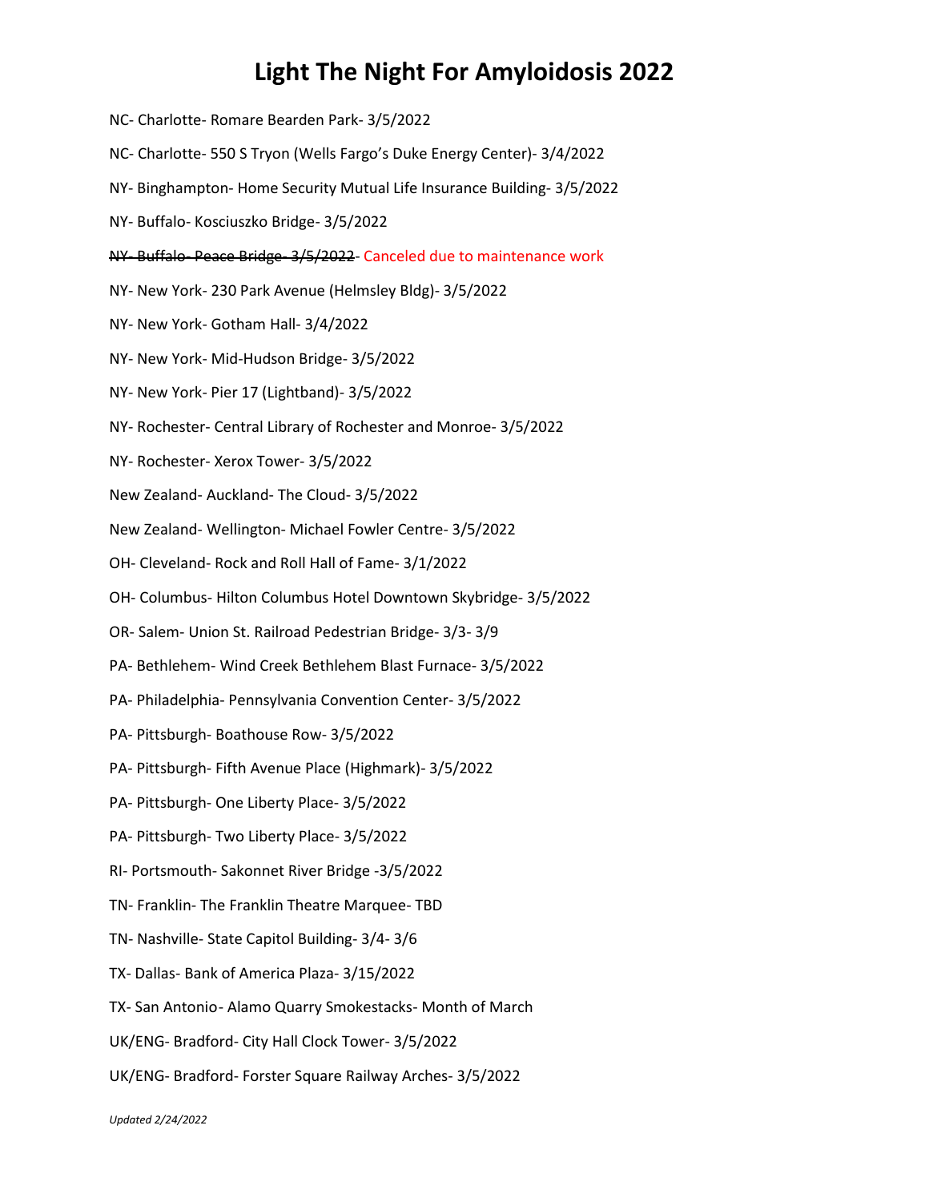# Light The Night For Amyloidosis 2022

NC- Charlotte- Romare Bearden Park- 3/5/2022

NC- Charlotte- 550 S Tryon (Wells Fargo's Duke Energy Center)- 3/4/2022

NY- Binghampton- Home Security Mutual Life Insurance Building- 3/5/2022

NY- Buffalo- Kosciuszko Bridge- 3/5/2022

~~NY- Buffalo- Peace Bridge- 3/5/2022~~- Canceled due to maintenance work

NY- New York- 230 Park Avenue (Helmsley Bldg)- 3/5/2022

NY- New York- Gotham Hall- 3/4/2022

NY- New York- Mid-Hudson Bridge- 3/5/2022

NY- New York- Pier 17 (Lightband)- 3/5/2022

NY- Rochester- Central Library of Rochester and Monroe- 3/5/2022

NY- Rochester- Xerox Tower- 3/5/2022

New Zealand- Auckland- The Cloud- 3/5/2022

New Zealand- Wellington- Michael Fowler Centre- 3/5/2022

OH- Cleveland- Rock and Roll Hall of Fame- 3/1/2022

OH- Columbus- Hilton Columbus Hotel Downtown Skybridge- 3/5/2022

OR- Salem- Union St. Railroad Pedestrian Bridge- 3/3- 3/9

PA- Bethlehem- Wind Creek Bethlehem Blast Furnace- 3/5/2022

PA- Philadelphia- Pennsylvania Convention Center- 3/5/2022

PA- Pittsburgh- Boathouse Row- 3/5/2022

PA- Pittsburgh- Fifth Avenue Place (Highmark)- 3/5/2022

PA- Pittsburgh- One Liberty Place- 3/5/2022

PA- Pittsburgh- Two Liberty Place- 3/5/2022

RI- Portsmouth- Sakonnet River Bridge -3/5/2022

TN- Franklin- The Franklin Theatre Marquee- TBD

TN- Nashville- State Capitol Building- 3/4- 3/6

TX- Dallas- Bank of America Plaza- 3/15/2022

TX- San Antonio- Alamo Quarry Smokestacks- Month of March

UK/ENG- Bradford- City Hall Clock Tower- 3/5/2022

UK/ENG- Bradford- Forster Square Railway Arches- 3/5/2022

*Updated 2/24/2022*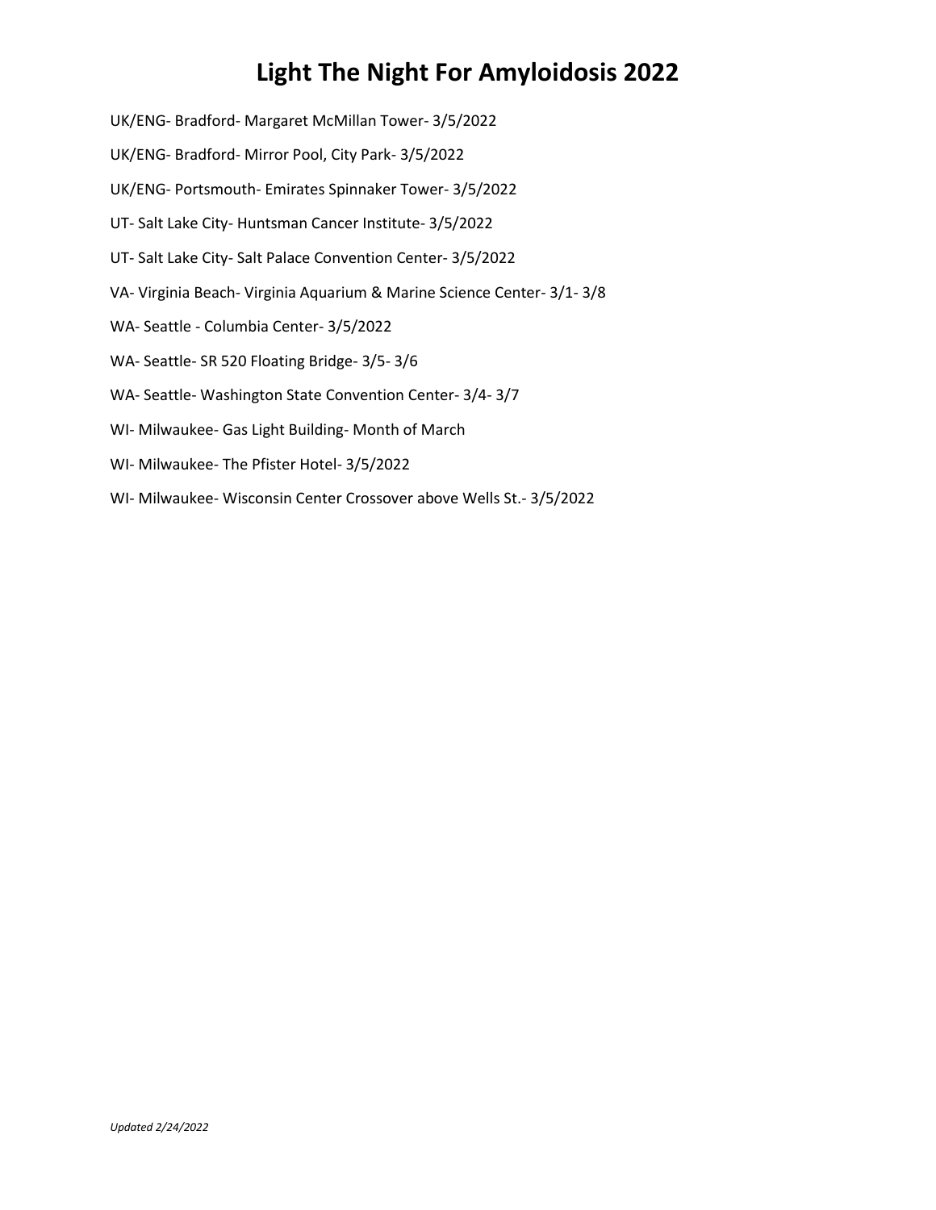# Light The Night For Amyloidosis 2022

UK/ENG- Bradford- Margaret McMillan Tower- 3/5/2022

UK/ENG- Bradford- Mirror Pool, City Park- 3/5/2022

UK/ENG- Portsmouth- Emirates Spinnaker Tower- 3/5/2022

UT- Salt Lake City- Huntsman Cancer Institute- 3/5/2022

UT- Salt Lake City- Salt Palace Convention Center- 3/5/2022

VA- Virginia Beach- Virginia Aquarium & Marine Science Center- 3/1- 3/8

WA- Seattle - Columbia Center- 3/5/2022

WA- Seattle- SR 520 Floating Bridge- 3/5- 3/6

WA- Seattle- Washington State Convention Center- 3/4- 3/7

WI- Milwaukee- Gas Light Building- Month of March

WI- Milwaukee- The Pfister Hotel- 3/5/2022

WI- Milwaukee- Wisconsin Center Crossover above Wells St.- 3/5/2022

*Updated 2/24/2022*